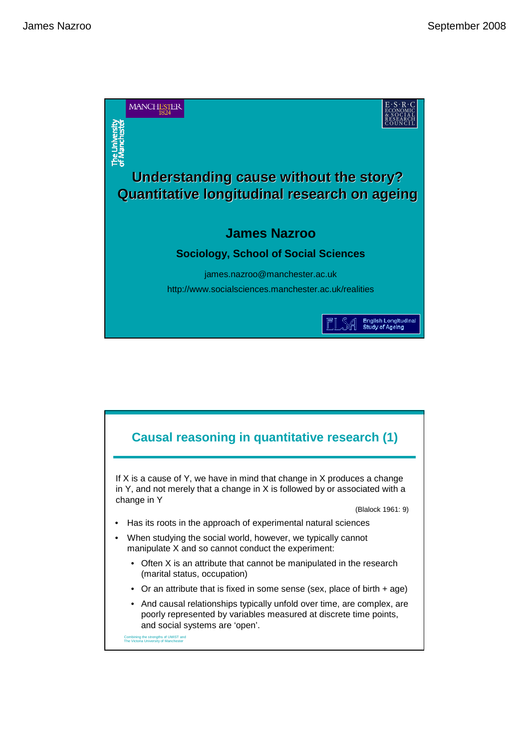# Understanding cause without the story? Quantitative longitudinal research on ageing

**James Nazroo**

**Sociology, School of Social Sciences**

james.nazroo@manchester.ac.uk

http://www.socialsciences.manchester.ac.uk/realities

## Causal reasoning in quantitative research (1)

If X is a cause of Y, we have in mind that change in X produces a change in Y, and not merely that a change in X is followed by or associated with a change in Y

(Blalock 1961: 9)

- Has its roots in the approach of experimental natural sciences
- When studying the social world, however, we typically cannot manipulate X and so cannot conduct the experiment:
  - Often X is an attribute that cannot be manipulated in the research (marital status, occupation)
  - Or an attribute that is fixed in some sense (sex, place of birth + age)
  - And causal relationships typically unfold over time, are complex, are poorly represented by variables measured at discrete time points, and social systems are 'open'.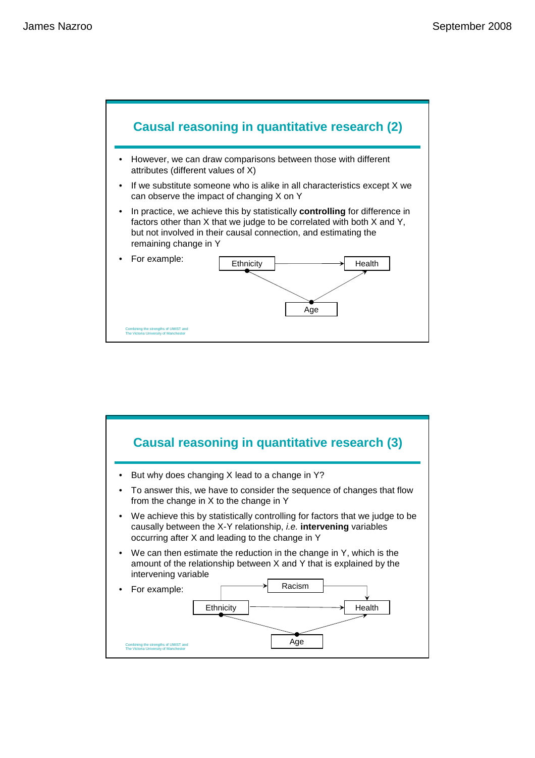## Causal reasoning in quantitative research (2)

- However, we can draw comparisons between those with different attributes (different values of X)
- If we substitute someone who is alike in all characteristics except X we can observe the impact of changing X on Y
- In practice, we achieve this by statistically **controlling** for difference in factors other than X that we judge to be correlated with both X and Y, but not involved in their causal connection, and estimating the remaining change in Y
- For example:

Ethnicity → Health

Age

Combining the strengths of UMIST and The Victoria University of Manchester

## Causal reasoning in quantitative research (3)

- But why does changing X lead to a change in Y?
- To answer this, we have to consider the sequence of changes that flow from the change in X to the change in Y
- We achieve this by statistically controlling for factors that we judge to be causally between the X-Y relationship, *i.e.* **intervening** variables occurring after X and leading to the change in Y
- We can then estimate the reduction in the change in Y, which is the amount of the relationship between X and Y that is explained by the intervening variable
- For example:

Racism

Ethnicity → Health

Age

Combining the strengths of UMIST and The Victoria University of Manchester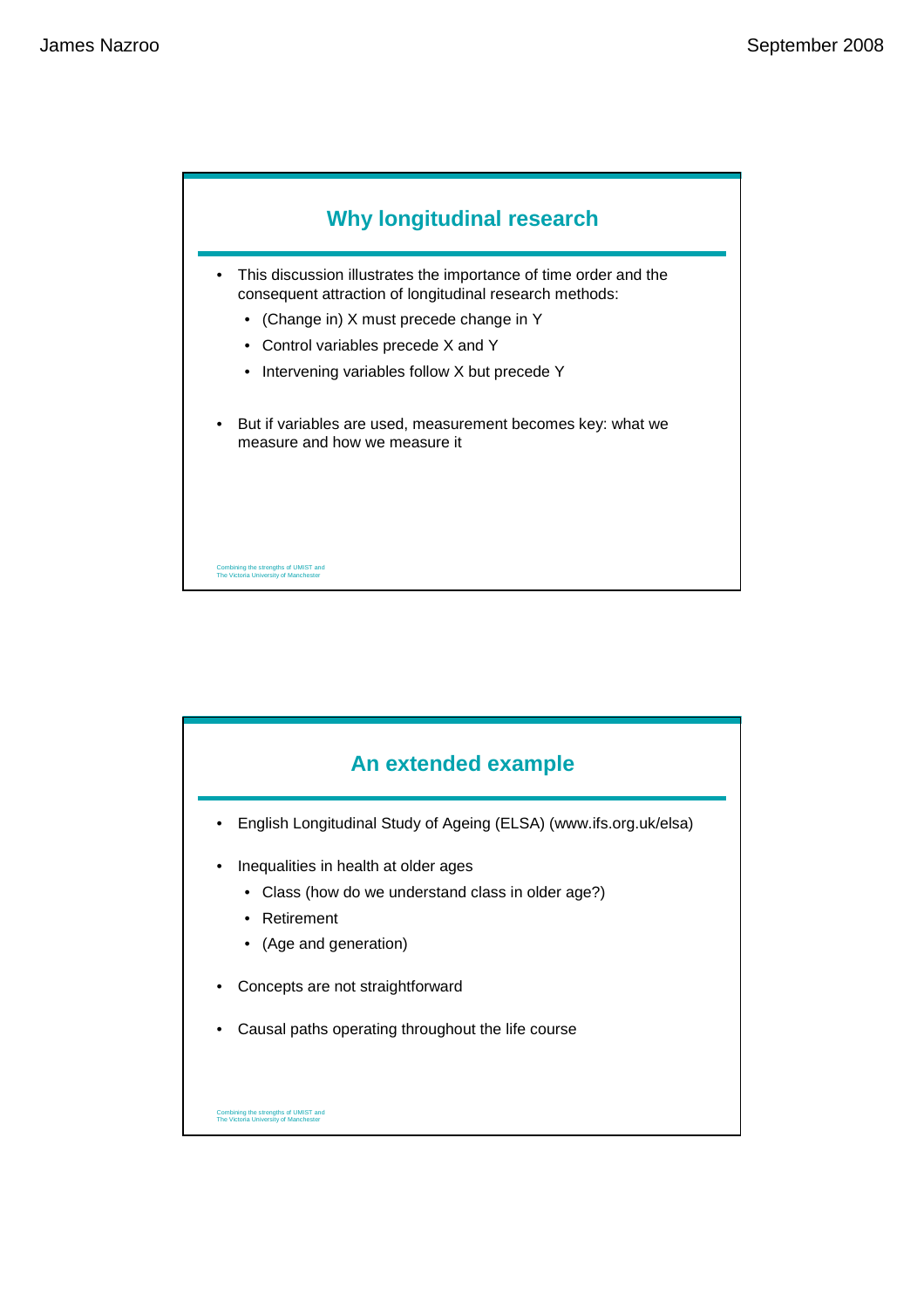## Why longitudinal research

- This discussion illustrates the importance of time order and the consequent attraction of longitudinal research methods:
  - (Change in) X must precede change in Y
  - Control variables precede X and Y
  - Intervening variables follow X but precede Y

- But if variables are used, measurement becomes key: what we measure and how we measure it

Combining the strengths of UMIST and
The Victoria University of Manchester

## An extended example

- English Longitudinal Study of Ageing (ELSA) (www.ifs.org.uk/elsa)

- Inequalities in health at older ages
  - Class (how do we understand class in older age?)
  - Retirement
  - (Age and generation)

- Concepts are not straightforward

- Causal paths operating throughout the life course

Combining the strengths of UMIST and
The Victoria University of Manchester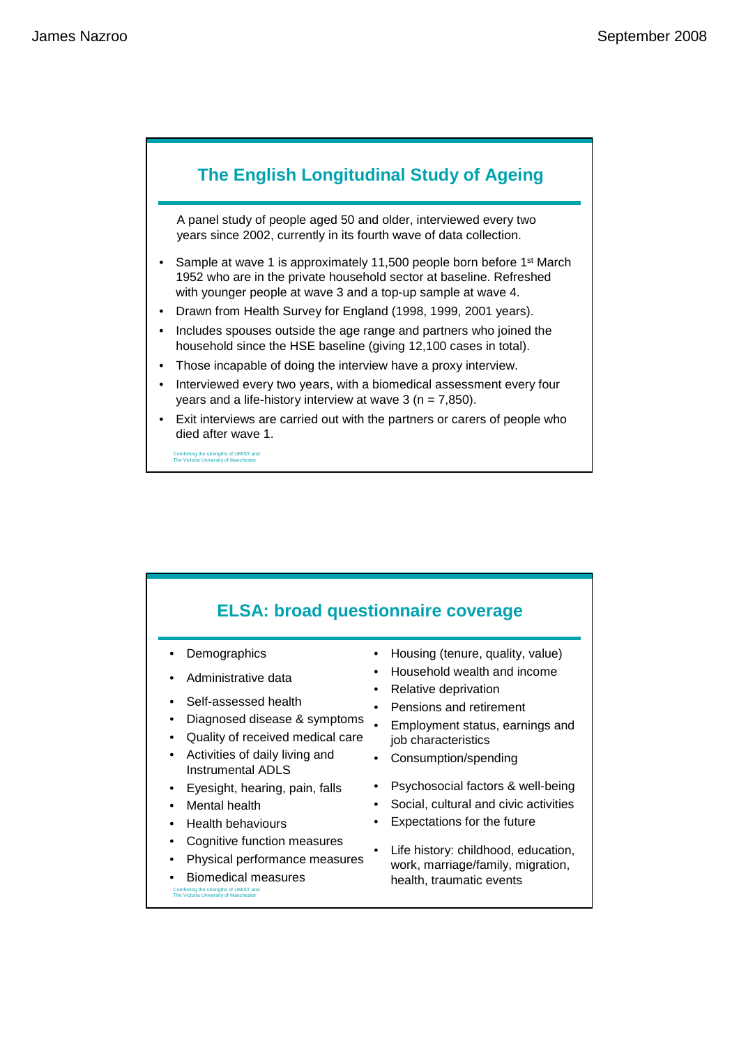## The English Longitudinal Study of Ageing

A panel study of people aged 50 and older, interviewed every two years since 2002, currently in its fourth wave of data collection.

- Sample at wave 1 is approximately 11,500 people born before 1st March 1952 who are in the private household sector at baseline. Refreshed with younger people at wave 3 and a top-up sample at wave 4.
- Drawn from Health Survey for England (1998, 1999, 2001 years).
- Includes spouses outside the age range and partners who joined the household since the HSE baseline (giving 12,100 cases in total).
- Those incapable of doing the interview have a proxy interview.
- Interviewed every two years, with a biomedical assessment every four years and a life-history interview at wave 3 (n = 7,850).
- Exit interviews are carried out with the partners or carers of people who died after wave 1.

Combining the strengths of UMIST and The Victoria University of Manchester

## ELSA: broad questionnaire coverage

- Demographics
- Administrative data
- Self-assessed health
- Diagnosed disease & symptoms
- Quality of received medical care
- Activities of daily living and Instrumental ADLS
- Eyesight, hearing, pain, falls
- Mental health
- Health behaviours
- Cognitive function measures
- Physical performance measures
- Biomedical measures
- Housing (tenure, quality, value)
- Household wealth and income
- Relative deprivation
- Pensions and retirement
- Employment status, earnings and job characteristics
- Consumption/spending
- Psychosocial factors & well-being
- Social, cultural and civic activities
- Expectations for the future
- Life history: childhood, education, work, marriage/family, migration, health, traumatic events

Combining the strengths of UMIST and The Victoria University of Manchester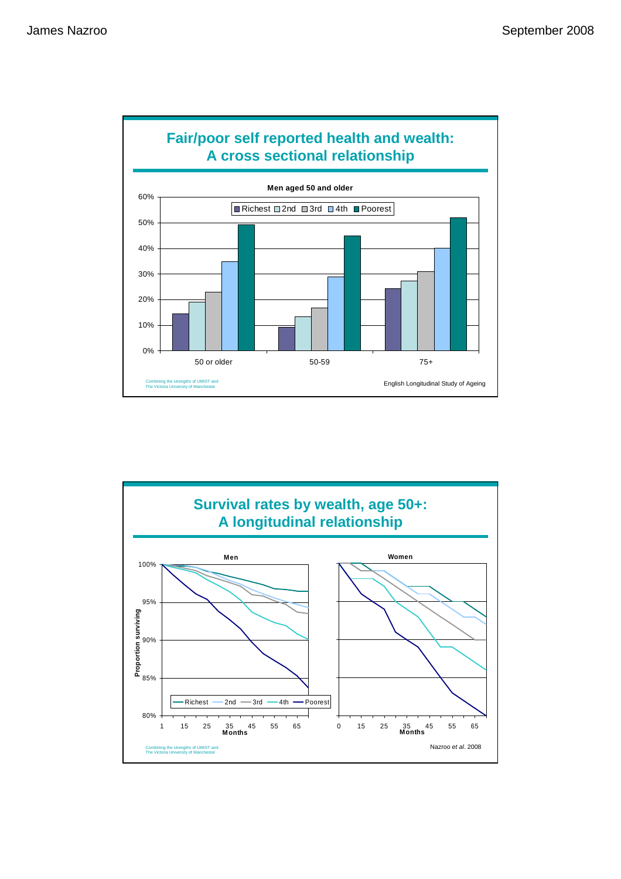## Fair/poor self reported health and wealth: A cross sectional relationship

**Men aged 50 and older**

| | Richest | 2nd | 3rd | 4th | Poorest |
|---|---|---|---|---|---|
| 50 or older | ~14% | ~19% | ~23% | ~35% | ~49% |
| 50-59 | ~9% | ~13% | ~17% | ~29% | ~45% |
| 75+ | ~24% | ~27% | ~31% | ~40% | ~52% |

Combining the strengths of UMIST and The Victoria University of Manchester

English Longitudinal Study of Ageing

## Survival rates by wealth, age 50+: A longitudinal relationship

**Men** / **Women**

Proportion surviving (80%–100%) by Months (1–65 for men; 0–65 for women), for wealth groups: Richest, 2nd, 3rd, 4th, Poorest.

Approximate proportion surviving at end of follow-up:

| | Richest | 2nd | 3rd | 4th | Poorest |
|---|---|---|---|---|---|
| Men | ~96.5% | ~94.5% | ~93.5% | ~90% | ~84% |
| Women | ~93% | ~92% | ~90% | ~86% | ~80% |

Combining the strengths of UMIST and The Victoria University of Manchester

Nazroo *et al*. 2008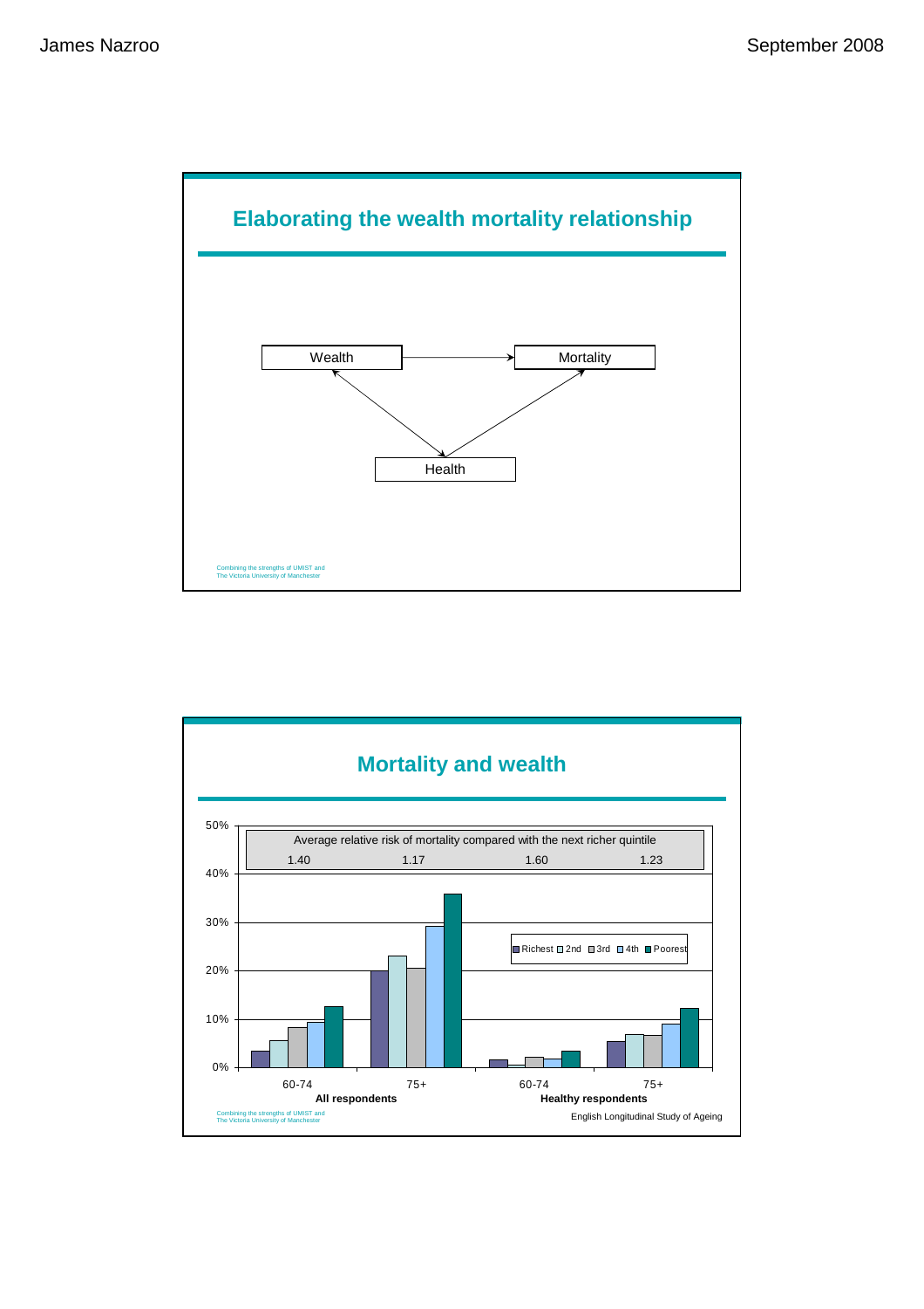## Elaborating the wealth mortality relationship

Wealth → Mortality

Wealth ↔ Health

Health → Mortality

Combining the strengths of UMIST and The Victoria University of Manchester

## Mortality and wealth

Average relative risk of mortality compared with the next richer quintile

| | All respondents 60-74 | All respondents 75+ | Healthy respondents 60-74 | Healthy respondents 75+ |
|---|---|---|---|---|
| Average relative risk | 1.40 | 1.17 | 1.60 | 1.23 |

Legend: Richest, 2nd, 3rd, 4th, Poorest

Y-axis: 0%, 10%, 20%, 30%, 40%, 50%

X-axis: 60-74, 75+ (All respondents); 60-74, 75+ (Healthy respondents)

Combining the strengths of UMIST and The Victoria University of Manchester

English Longitudinal Study of Ageing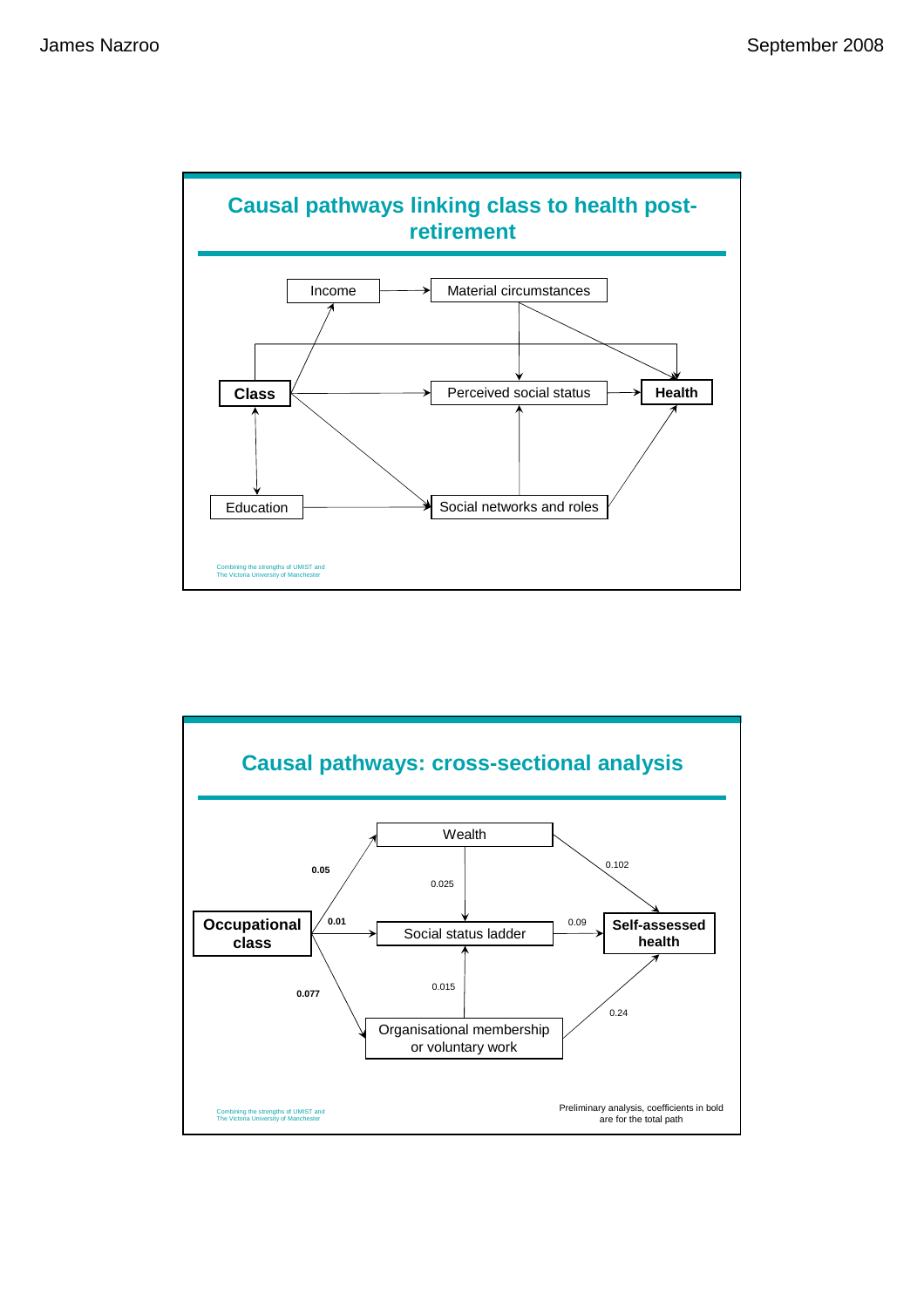## Causal pathways linking class to health post-retirement

Income

Material circumstances

Class

Perceived social status

Health

Education

Social networks and roles

Combining the strengths of UMIST and The Victoria University of Manchester

## Causal pathways: cross-sectional analysis

Wealth

0.05

0.025

0.102

Occupational class

0.01

Social status ladder

0.09

Self-assessed health

0.077

0.015

0.24

Organisational membership or voluntary work

Combining the strengths of UMIST and The Victoria University of Manchester

Preliminary analysis, coefficients in bold are for the total path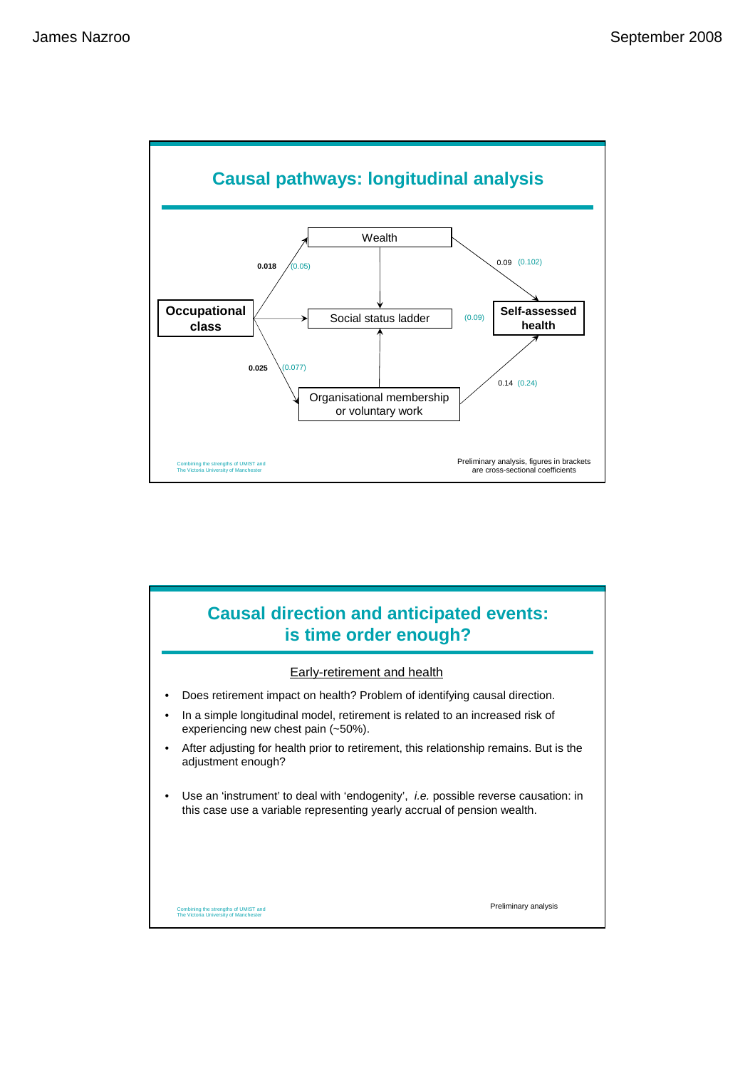## Causal pathways: longitudinal analysis

- Occupational class → Wealth: 0.018 (0.05)
- Occupational class → Social status ladder
- Occupational class → Organisational membership or voluntary work: 0.025 (0.077)
- Wealth → Social status ladder
- Organisational membership or voluntary work → Social status ladder
- Wealth → Self-assessed health: 0.09 (0.102)
- Social status ladder → Self-assessed health: (0.09)
- Organisational membership or voluntary work → Self-assessed health: 0.14 (0.24)

Combining the strengths of UMIST and The Victoria University of Manchester

Preliminary analysis, figures in brackets are cross-sectional coefficients

## Causal direction and anticipated events: is time order enough?

Early-retirement and health

- Does retirement impact on health? Problem of identifying causal direction.
- In a simple longitudinal model, retirement is related to an increased risk of experiencing new chest pain (~50%).
- After adjusting for health prior to retirement, this relationship remains. But is the adjustment enough?
- Use an 'instrument' to deal with 'endogenity', *i.e.* possible reverse causation: in this case use a variable representing yearly accrual of pension wealth.

Combining the strengths of UMIST and The Victoria University of Manchester

Preliminary analysis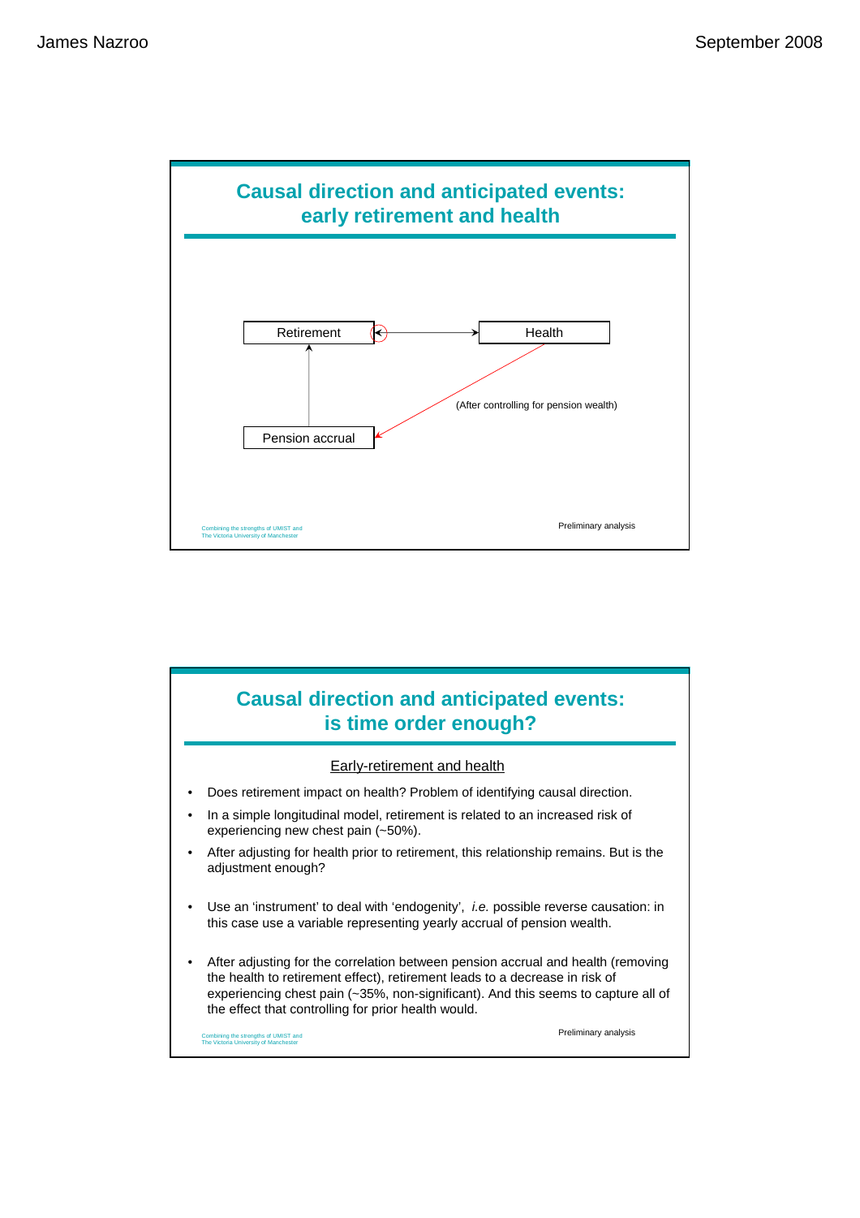## Causal direction and anticipated events: early retirement and health

Retirement ⟷ Health

Pension accrual → Retirement

Health → Pension accrual (After controlling for pension wealth)

Combining the strengths of UMIST and The Victoria University of Manchester

Preliminary analysis

## Causal direction and anticipated events: is time order enough?

Early-retirement and health

- Does retirement impact on health? Problem of identifying causal direction.
- In a simple longitudinal model, retirement is related to an increased risk of experiencing new chest pain (~50%).
- After adjusting for health prior to retirement, this relationship remains. But is the adjustment enough?
- Use an 'instrument' to deal with 'endogenity', *i.e.* possible reverse causation: in this case use a variable representing yearly accrual of pension wealth.
- After adjusting for the correlation between pension accrual and health (removing the health to retirement effect), retirement leads to a decrease in risk of experiencing chest pain (~35%, non-significant). And this seems to capture all of the effect that controlling for prior health would.

Combining the strengths of UMIST and The Victoria University of Manchester

Preliminary analysis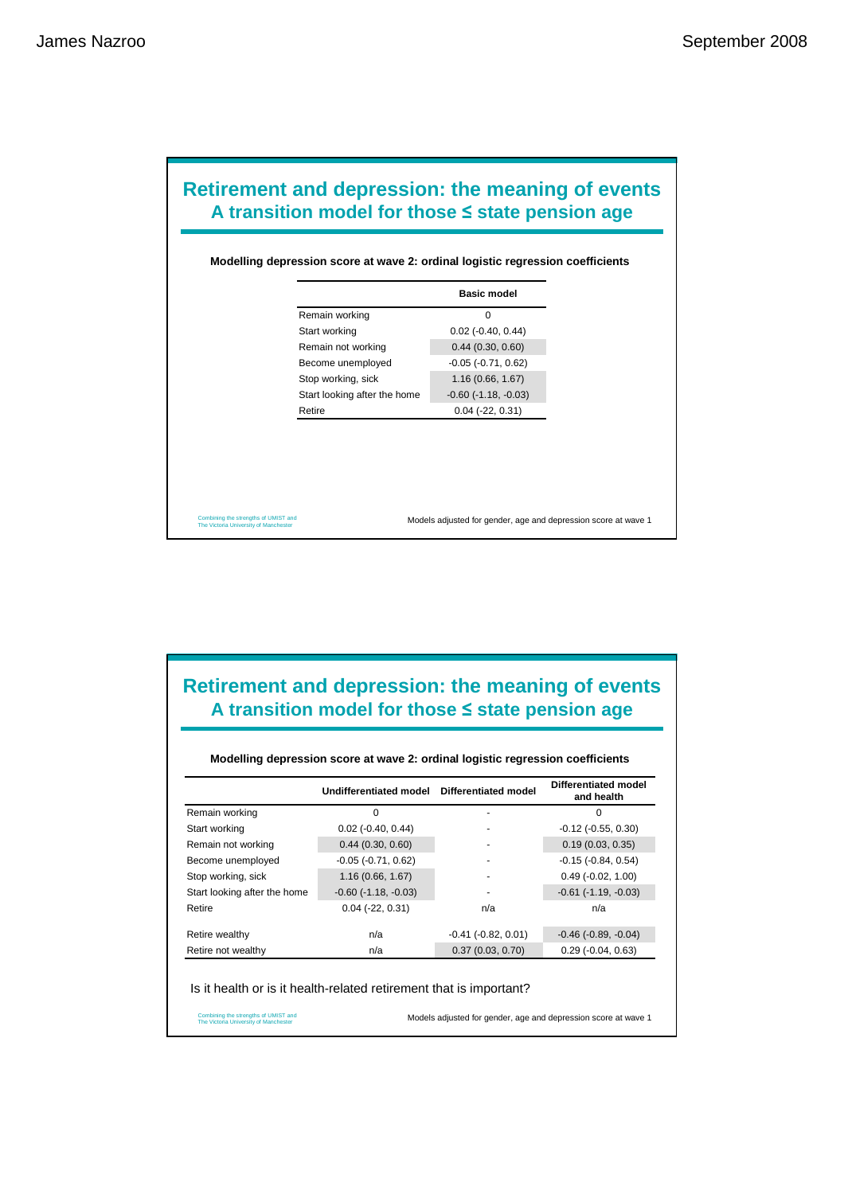## Retirement and depression: the meaning of events
### A transition model for those ≤ state pension age

**Modelling depression score at wave 2: ordinal logistic regression coefficients**

| | Basic model |
|---|---|
| Remain working | 0 |
| Start working | 0.02 (-0.40, 0.44) |
| Remain not working | 0.44 (0.30, 0.60) |
| Become unemployed | -0.05 (-0.71, 0.62) |
| Stop working, sick | 1.16 (0.66, 1.67) |
| Start looking after the home | -0.60 (-1.18, -0.03) |
| Retire | 0.04 (-22, 0.31) |

Combining the strengths of UMIST and The Victoria University of Manchester

Models adjusted for gender, age and depression score at wave 1

## Retirement and depression: the meaning of events
### A transition model for those ≤ state pension age

**Modelling depression score at wave 2: ordinal logistic regression coefficients**

| | Undifferentiated model | Differentiated model | Differentiated model and health |
|---|---|---|---|
| Remain working | 0 | - | 0 |
| Start working | 0.02 (-0.40, 0.44) | - | -0.12 (-0.55, 0.30) |
| Remain not working | 0.44 (0.30, 0.60) | - | 0.19 (0.03, 0.35) |
| Become unemployed | -0.05 (-0.71, 0.62) | - | -0.15 (-0.84, 0.54) |
| Stop working, sick | 1.16 (0.66, 1.67) | - | 0.49 (-0.02, 1.00) |
| Start looking after the home | -0.60 (-1.18, -0.03) | - | -0.61 (-1.19, -0.03) |
| Retire | 0.04 (-22, 0.31) | n/a | n/a |
| Retire wealthy | n/a | -0.41 (-0.82, 0.01) | -0.46 (-0.89, -0.04) |
| Retire not wealthy | n/a | 0.37 (0.03, 0.70) | 0.29 (-0.04, 0.63) |

Is it health or is it health-related retirement that is important?

Combining the strengths of UMIST and The Victoria University of Manchester

Models adjusted for gender, age and depression score at wave 1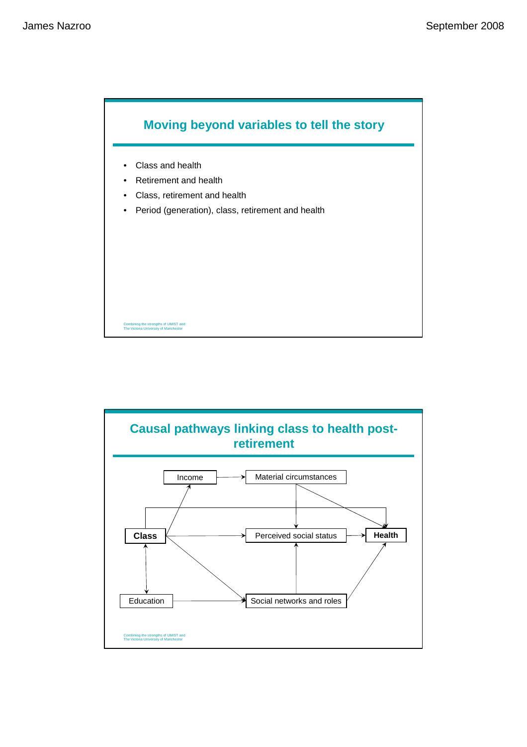## Moving beyond variables to tell the story

- Class and health
- Retirement and health
- Class, retirement and health
- Period (generation), class, retirement and health

Combining the strengths of UMIST and The Victoria University of Manchester

## Causal pathways linking class to health post-retirement

Income

Material circumstances

Class

Perceived social status

Health

Education

Social networks and roles

Combining the strengths of UMIST and The Victoria University of Manchester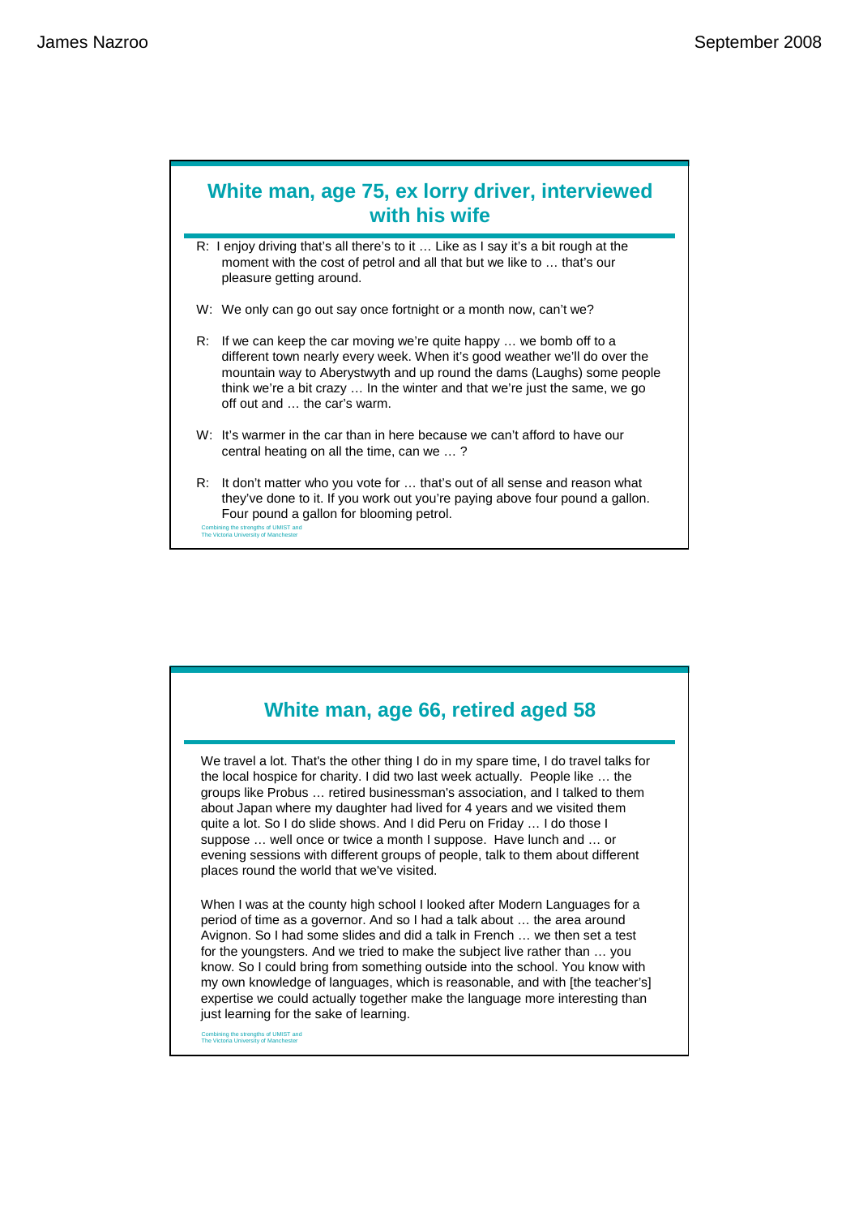## White man, age 75, ex lorry driver, interviewed with his wife

R: I enjoy driving that's all there's to it … Like as I say it's a bit rough at the moment with the cost of petrol and all that but we like to … that's our pleasure getting around.

W: We only can go out say once fortnight or a month now, can't we?

R: If we can keep the car moving we're quite happy … we bomb off to a different town nearly every week. When it's good weather we'll do over the mountain way to Aberystwyth and up round the dams (Laughs) some people think we're a bit crazy … In the winter and that we're just the same, we go off out and … the car's warm.

W: It's warmer in the car than in here because we can't afford to have our central heating on all the time, can we … ?

R: It don't matter who you vote for … that's out of all sense and reason what they've done to it. If you work out you're paying above four pound a gallon. Four pound a gallon for blooming petrol.

Combining the strengths of UMIST and The Victoria University of Manchester

## White man, age 66, retired aged 58

We travel a lot. That's the other thing I do in my spare time, I do travel talks for the local hospice for charity. I did two last week actually. People like … the groups like Probus … retired businessman's association, and I talked to them about Japan where my daughter had lived for 4 years and we visited them quite a lot. So I do slide shows. And I did Peru on Friday … I do those I suppose … well once or twice a month I suppose. Have lunch and … or evening sessions with different groups of people, talk to them about different places round the world that we've visited.

When I was at the county high school I looked after Modern Languages for a period of time as a governor. And so I had a talk about … the area around Avignon. So I had some slides and did a talk in French … we then set a test for the youngsters. And we tried to make the subject live rather than … you know. So I could bring from something outside into the school. You know with my own knowledge of languages, which is reasonable, and with [the teacher's] expertise we could actually together make the language more interesting than just learning for the sake of learning.

Combining the strengths of UMIST and The Victoria University of Manchester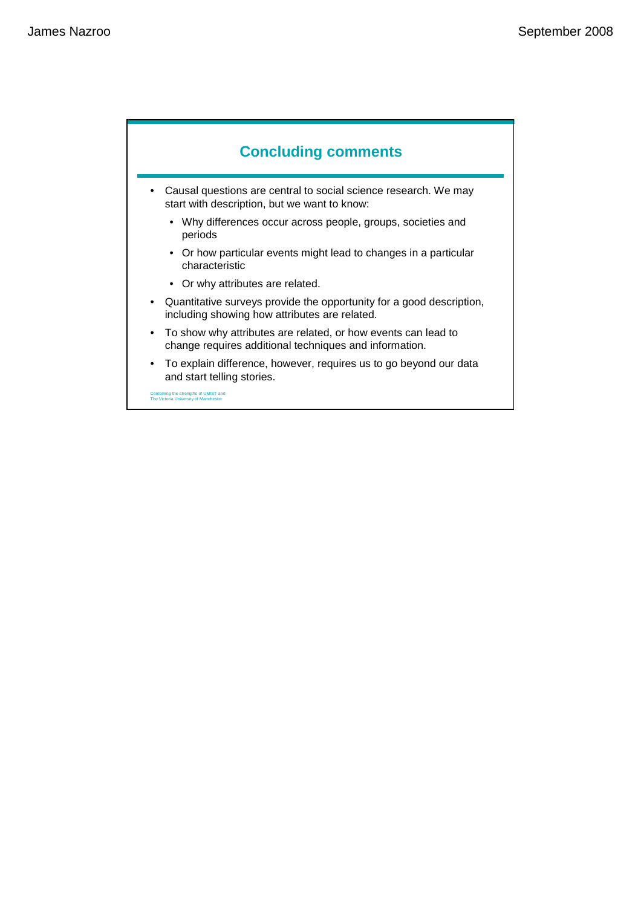## Concluding comments

- Causal questions are central to social science research. We may start with description, but we want to know:
  - Why differences occur across people, groups, societies and periods
  - Or how particular events might lead to changes in a particular characteristic
  - Or why attributes are related.
- Quantitative surveys provide the opportunity for a good description, including showing how attributes are related.
- To show why attributes are related, or how events can lead to change requires additional techniques and information.
- To explain difference, however, requires us to go beyond our data and start telling stories.

Combining the strengths of UMIST and
The Victoria University of Manchester